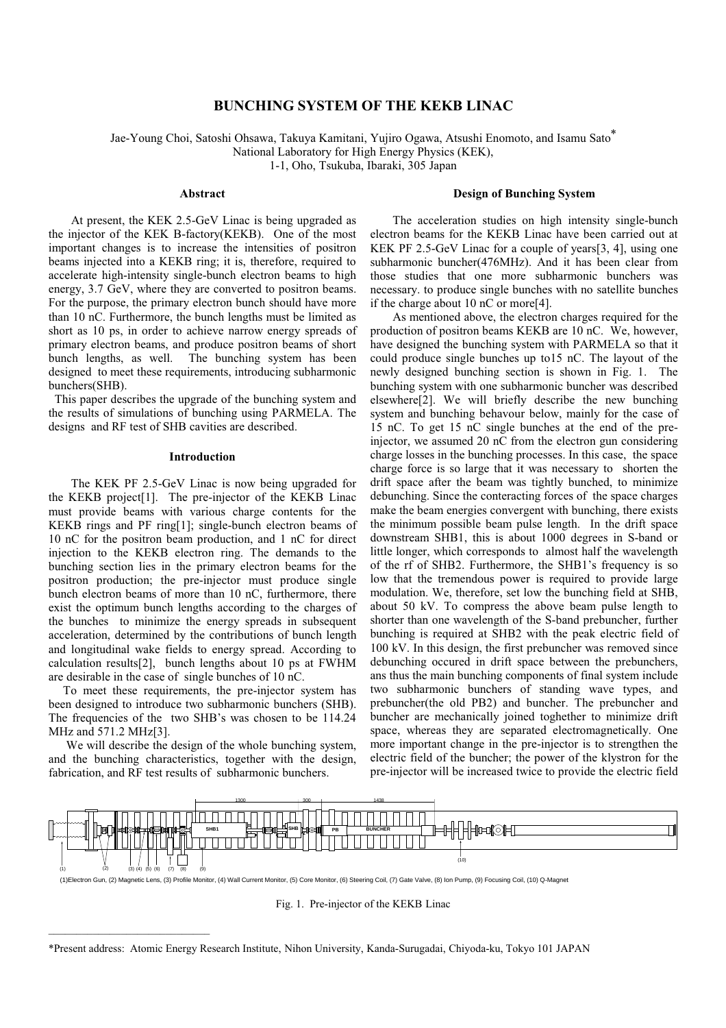# BUNCHING SYSTEM OF THE KEKB LINAC

Jae-Young Choi, Satoshi Ohsawa, Takuya Kamitani, Yujiro Ogawa, Atsushi Enomoto, and Isamu Sato*
National Laboratory for High Energy Physics (KEK),
1-1, Oho, Tsukuba, Ibaraki, 305 Japan

## Abstract

At present, the KEK 2.5-GeV Linac is being upgraded as the injector of the KEK B-factory(KEKB). One of the most important changes is to increase the intensities of positron beams injected into a KEKB ring; it is, therefore, required to accelerate high-intensity single-bunch electron beams to high energy, 3.7 GeV, where they are converted to positron beams. For the purpose, the primary electron bunch should have more than 10 nC. Furthermore, the bunch lengths must be limited as short as 10 ps, in order to achieve narrow energy spreads of primary electron beams, and produce positron beams of short bunch lengths, as well. The bunching system has been designed to meet these requirements, introducing subharmonic bunchers(SHB).

This paper describes the upgrade of the bunching system and the results of simulations of bunching using PARMELA. The designs and RF test of SHB cavities are described.

## Introduction

The KEK PF 2.5-GeV Linac is now being upgraded for the KEKB project[1]. The pre-injector of the KEKB Linac must provide beams with various charge contents for the KEKB rings and PF ring[1]; single-bunch electron beams of 10 nC for the positron beam production, and 1 nC for direct injection to the KEKB electron ring. The demands to the bunching section lies in the primary electron beams for the positron production; the pre-injector must produce single bunch electron beams of more than 10 nC, furthermore, there exist the optimum bunch lengths according to the charges of the bunches to minimize the energy spreads in subsequent acceleration, determined by the contributions of bunch length and longitudinal wake fields to energy spread. According to calculation results[2], bunch lengths about 10 ps at FWHM are desirable in the case of single bunches of 10 nC.

To meet these requirements, the pre-injector system has been designed to introduce two subharmonic bunchers (SHB). The frequencies of the two SHB's was chosen to be 114.24 MHz and 571.2 MHz[3].

We will describe the design of the whole bunching system, and the bunching characteristics, together with the design, fabrication, and RF test results of subharmonic bunchers.

## Design of Bunching System

The acceleration studies on high intensity single-bunch electron beams for the KEKB Linac have been carried out at KEK PF 2.5-GeV Linac for a couple of years[3, 4], using one subharmonic buncher(476MHz). And it has been clear from those studies that one more subharmonic bunchers was necessary. to produce single bunches with no satellite bunches if the charge about 10 nC or more[4].

As mentioned above, the electron charges required for the production of positron beams KEKB are 10 nC. We, however, have designed the bunching system with PARMELA so that it could produce single bunches up to15 nC. The layout of the newly designed bunching section is shown in Fig. 1. The bunching system with one subharmonic buncher was described elsewhere[2]. We will briefly describe the new bunching system and bunching behaviour below, mainly for the case of 15 nC. To get 15 nC single bunches at the end of the pre-injector, we assumed 20 nC from the electron gun considering charge losses in the bunching processes. In this case, the space charge force is so large that it was necessary to shorten the drift space after the beam was tightly bunched, to minimize debunching. Since the conteracting forces of the space charges make the beam energies convergent with bunching, there exists the minimum possible beam pulse length. In the drift space downstream SHB1, this is about 1000 degrees in S-band or little longer, which corresponds to almost half the wavelength of the rf of SHB2. Furthermore, the SHB1's frequency is so low that the tremendous power is required to provide large modulation. We, therefore, set low the bunching field at SHB, about 50 kV. To compress the above beam pulse length to shorter than one wavelength of the S-band prebuncher, further bunching is required at SHB2 with the peak electric field of 100 kV. In this design, the first prebuncher was removed since debunching occured in drift space between the prebunchers, ans thus the main bunching components of final system include two subharmonic bunchers of standing wave types, and prebuncher(the old PB2) and buncher. The prebuncher and buncher are mechanically joined toghether to minimize drift space, whereas they are separated electromagnetically. One more important change in the pre-injector is to strengthen the electric field of the buncher; the power of the klystron for the pre-injector will be increased twice to provide the electric field

(1)Electron Gun, (2) Magnetic Lens, (3) Profile Monitor, (4) Wall Current Monitor, (5) Core Monitor, (6) Steering Coil, (7) Gate Valve, (8) Ion Pump, (9) Focusing Coil, (10) Q-Magnet

Fig. 1. Pre-injector of the KEKB Linac

*Present address: Atomic Energy Research Institute, Nihon University, Kanda-Surugadai, Chiyoda-ku, Tokyo 101 JAPAN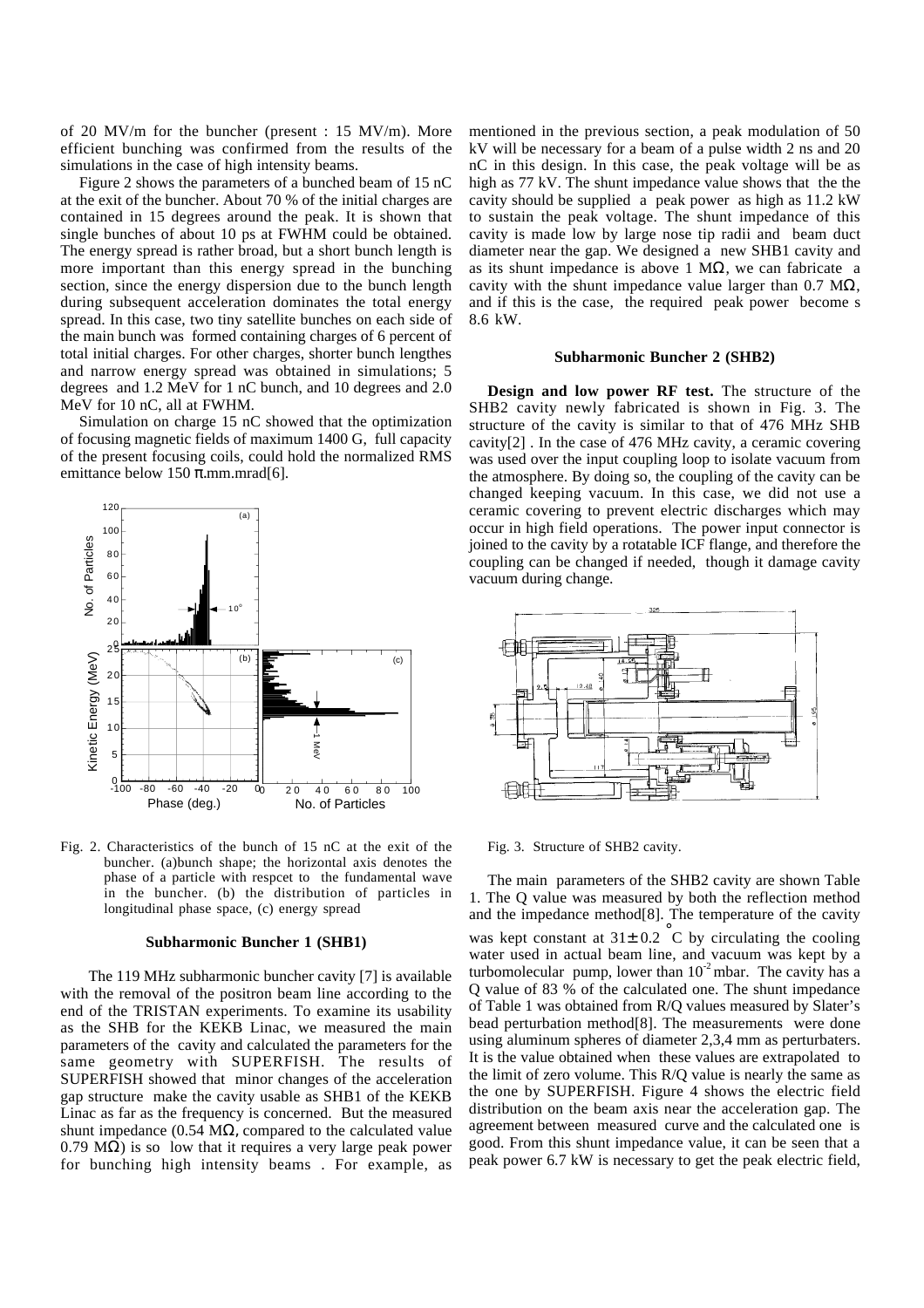of 20 MV/m for the buncher (present : 15 MV/m). More efficient bunching was confirmed from the results of the simulations in the case of high intensity beams.

Figure 2 shows the parameters of a bunched beam of 15 nC at the exit of the buncher. About 70 % of the initial charges are contained in 15 degrees around the peak. It is shown that single bunches of about 10 ps at FWHM could be obtained. The energy spread is rather broad, but a short bunch length is more important than this energy spread in the bunching section, since the energy dispersion due to the bunch length during subsequent acceleration dominates the total energy spread. In this case, two tiny satellite bunches on each side of the main bunch was formed containing charges of 6 percent of total initial charges. For other charges, shorter bunch lengthes and narrow energy spread was obtained in simulations; 5 degrees and 1.2 MeV for 1 nC bunch, and 10 degrees and 2.0 MeV for 10 nC, all at FWHM.

Simulation on charge 15 nC showed that the optimization of focusing magnetic fields of maximum 1400 G, full capacity of the present focusing coils, could hold the normalized RMS emittance below 150 π.mm.mrad[6].

Fig. 2. Characteristics of the bunch of 15 nC at the exit of the buncher. (a)bunch shape; the horizontal axis denotes the phase of a particle with respcet to the fundamental wave in the buncher. (b) the distribution of particles in longitudinal phase space, (c) energy spread

### Subharmonic Buncher 1 (SHB1)

The 119 MHz subharmonic buncher cavity [7] is available with the removal of the positron beam line according to the end of the TRISTAN experiments. To examine its usability as the SHB for the KEKB Linac, we measured the main parameters of the cavity and calculated the parameters for the same geometry with SUPERFISH. The results of SUPERFISH showed that minor changes of the acceleration gap structure make the cavity usable as SHB1 of the KEKB Linac as far as the frequency is concerned. But the measured shunt impedance (0.54 MΩ, compared to the calculated value 0.79 MΩ) is so low that it requires a very large peak power for bunching high intensity beams . For example, as mentioned in the previous section, a peak modulation of 50 kV will be necessary for a beam of a pulse width 2 ns and 20 nC in this design. In this case, the peak voltage will be as high as 77 kV. The shunt impedance value shows that the the cavity should be supplied a peak power as high as 11.2 kW to sustain the peak voltage. The shunt impedance of this cavity is made low by large nose tip radii and beam duct diameter near the gap. We designed a new SHB1 cavity and as its shunt impedance is above 1 MΩ, we can fabricate a cavity with the shunt impedance value larger than 0.7 MΩ, and if this is the case, the required peak power become s 8.6 kW.

### Subharmonic Buncher 2 (SHB2)

**Design and low power RF test.** The structure of the SHB2 cavity newly fabricated is shown in Fig. 3. The structure of the cavity is similar to that of 476 MHz SHB cavity[2] . In the case of 476 MHz cavity, a ceramic covering was used over the input coupling loop to isolate vacuum from the atmosphere. By doing so, the coupling of the cavity can be changed keeping vacuum. In this case, we did not use a ceramic covering to prevent electric discharges which may occur in high field operations. The power input connector is joined to the cavity by a rotatable ICF flange, and therefore the coupling can be changed if needed, though it damage cavity vacuum during change.

Fig. 3. Structure of SHB2 cavity.

The main parameters of the SHB2 cavity are shown Table 1. The Q value was measured by both the reflection method and the impedance method[8]. The temperature of the cavity was kept constant at $31 \pm 0.2\ ^{\circ}C$ by circulating the cooling water used in actual beam line, and vacuum was kept by a turbomolecular pump, lower than $10^{-2}$ mbar. The cavity has a Q value of 83 % of the calculated one. The shunt impedance of Table 1 was obtained from R/Q values measured by Slater's bead perturbation method[8]. The measurements were done using aluminum spheres of diameter 2,3,4 mm as perturbaters. It is the value obtained when these values are extrapolated to the limit of zero volume. This R/Q value is nearly the same as the one by SUPERFISH. Figure 4 shows the electric field distribution on the beam axis near the acceleration gap. The agreement between measured curve and the calculated one is good. From this shunt impedance value, it can be seen that a peak power 6.7 kW is necessary to get the peak electric field,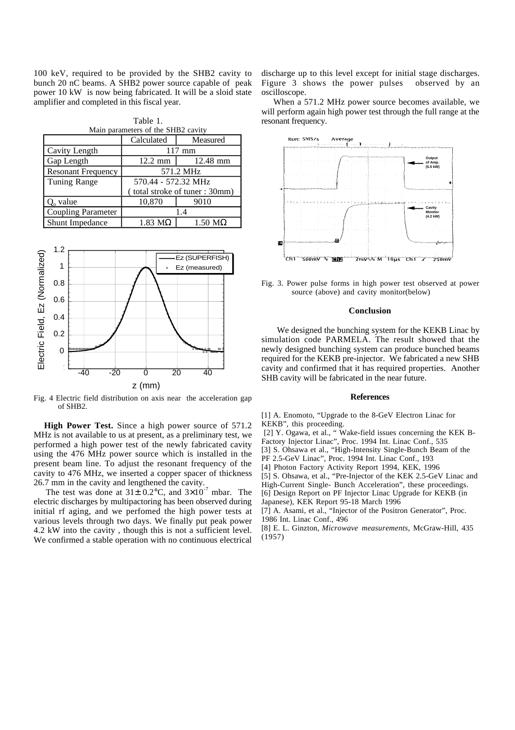100 keV, required to be provided by the SHB2 cavity to bunch 20 nC beams. A SHB2 power source capable of peak power 10 kW is now being fabricated. It will be a sloid state amplifier and completed in this fiscal year.

Table 1.
Main parameters of the SHB2 cavity

| | Calculated | Measured |
|---|---|---|
| Cavity Length | 117 mm | |
| Gap Length | 12.2 mm | 12.48 mm |
| Resonant Frequency | 571.2 MHz | |
| Tuning Range | 570.44 - 572.32 MHz ( total stroke of tuner : 30mm) | |
| $Q_o$ value | 10,870 | 9010 |
| Coupling Parameter | 1.4 | |
| Shunt Impedance | 1.83 MΩ | 1.50 MΩ |

Electric Field, Ez (Normalized)
1.2
1
0.8
0.6
0.4
0.2
0
-40 -20 0 20 40
z (mm)
Ez (SUPERFISH)
Ez (measured)

Fig. 4 Electric field distribution on axis near the acceleration gap of SHB2.

**High Power Test.** Since a high power source of 571.2 MHz is not available to us at present, as a preliminary test, we performed a high power test of the newly fabricated cavity using the 476 MHz power source which is installed in the present beam line. To adjust the resonant frequency of the cavity to 476 MHz, we inserted a copper spacer of thickness 26.7 mm in the cavity and lengthened the cavity.

The test was done at $31\pm 0.2$°C, and $3\times 10^{-7}$ mbar. The electric discharges by multipactoring has been observed during initial rf aging, and we perfomed the high power tests at various levels through two days. We finally put peak power 4.2 kW into the cavity , though this is not a sufficient level. We confirmed a stable operation with no continuous electrical discharge up to this level except for initial stage discharges. Figure 3 shows the power pulses observed by an oscilloscope.

When a 571.2 MHz power source becomes available, we will perform again high power test through the full range at the resonant frequency.

Run: 5MS/s Average
Output of Amp. (5.5 kW)
Cavity Monitor (4.2 kW)
Ch1 500mV Ch2 2mV M 10μs Ch1 250mV

Fig. 3. Power pulse forms in high power test observed at power source (above) and cavity monitor(below)

## Conclusion

We designed the bunching system for the KEKB Linac by simulation code PARMELA. The result showed that the newly designed bunching system can produce bunched beams required for the KEKB pre-injector. We fabricated a new SHB cavity and confirmed that it has required properties. Another SHB cavity will be fabricated in the near future.

## References

[1] A. Enomoto, “Upgrade to the 8-GeV Electron Linac for KEKB”, this proceeding.

[2] Y. Ogawa, et al., “ Wake-field issues concerning the KEK B-Factory Injector Linac”, Proc. 1994 Int. Linac Conf., 535

[3] S. Ohsawa et al., “High-Intensity Single-Bunch Beam of the PF 2.5-GeV Linac”, Proc. 1994 Int. Linac Conf., 193

[4] Photon Factory Activity Report 1994, KEK, 1996

[5] S. Ohsawa, et al., “Pre-Injector of the KEK 2.5-GeV Linac and High-Current Single- Bunch Acceleration”, these proceedings.

[6] Design Report on PF Injector Linac Upgrade for KEKB (in Japanese), KEK Report 95-18 March 1996

[7] A. Asami, et al., “Injector of the Positron Generator”, Proc. 1986 Int. Linac Conf., 496

[8] E. L. Ginzton, *Microwave measurements*, McGraw-Hill, 435 (1957)